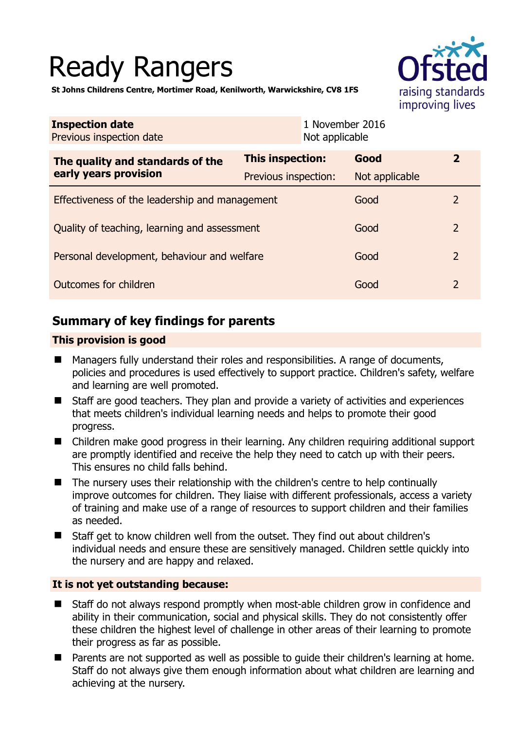# Ready Rangers

**St Johns Childrens Centre, Mortimer Road, Kenilworth, Warwickshire, CV8 1FS**

| **Inspection date** | 1 November 2016 |
|---|---|
| Previous inspection date | Not applicable |

| **The quality and standards of the early years provision** | **This inspection:** | **Good** | **2** |
|---|---|---|---|
| | Previous inspection: | Not applicable | |
| Effectiveness of the leadership and management | | Good | 2 |
| Quality of teaching, learning and assessment | | Good | 2 |
| Personal development, behaviour and welfare | | Good | 2 |
| Outcomes for children | | Good | 2 |

## Summary of key findings for parents

**This provision is good**

- Managers fully understand their roles and responsibilities. A range of documents, policies and procedures is used effectively to support practice. Children's safety, welfare and learning are well promoted.
- Staff are good teachers. They plan and provide a variety of activities and experiences that meets children's individual learning needs and helps to promote their good progress.
- Children make good progress in their learning. Any children requiring additional support are promptly identified and receive the help they need to catch up with their peers. This ensures no child falls behind.
- The nursery uses their relationship with the children's centre to help continually improve outcomes for children. They liaise with different professionals, access a variety of training and make use of a range of resources to support children and their families as needed.
- Staff get to know children well from the outset. They find out about children's individual needs and ensure these are sensitively managed. Children settle quickly into the nursery and are happy and relaxed.

**It is not yet outstanding because:**

- Staff do not always respond promptly when most-able children grow in confidence and ability in their communication, social and physical skills. They do not consistently offer these children the highest level of challenge in other areas of their learning to promote their progress as far as possible.
- Parents are not supported as well as possible to guide their children's learning at home. Staff do not always give them enough information about what children are learning and achieving at the nursery.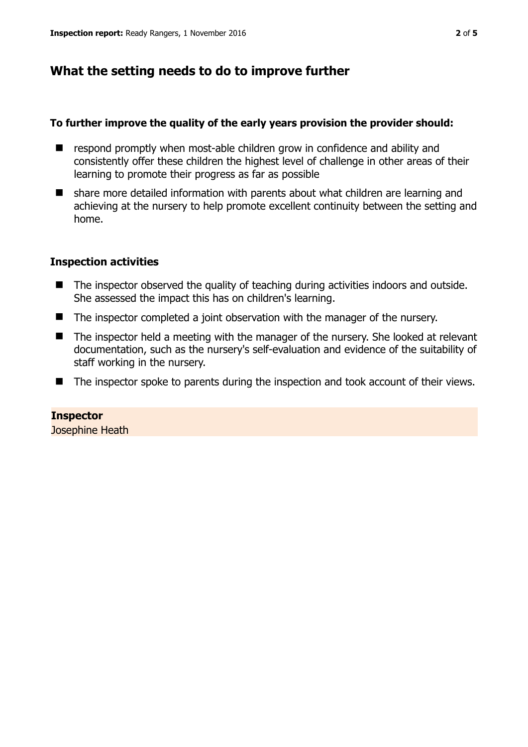## What the setting needs to do to improve further

### To further improve the quality of the early years provision the provider should:

- respond promptly when most-able children grow in confidence and ability and consistently offer these children the highest level of challenge in other areas of their learning to promote their progress as far as possible
- share more detailed information with parents about what children are learning and achieving at the nursery to help promote excellent continuity between the setting and home.

### Inspection activities

- The inspector observed the quality of teaching during activities indoors and outside. She assessed the impact this has on children's learning.
- The inspector completed a joint observation with the manager of the nursery.
- The inspector held a meeting with the manager of the nursery. She looked at relevant documentation, such as the nursery's self-evaluation and evidence of the suitability of staff working in the nursery.
- The inspector spoke to parents during the inspection and took account of their views.

**Inspector**

Josephine Heath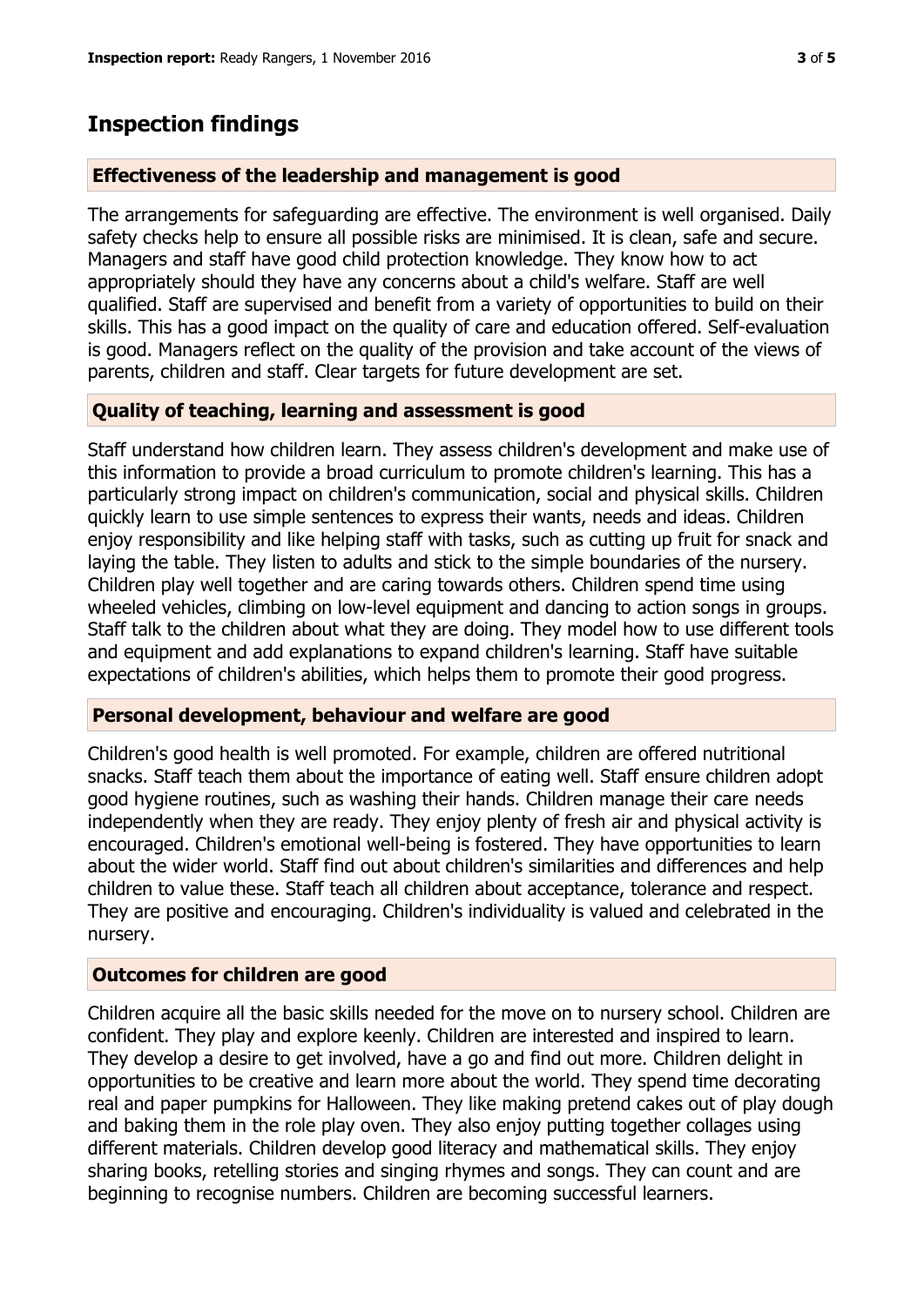## Inspection findings

### Effectiveness of the leadership and management is good

The arrangements for safeguarding are effective. The environment is well organised. Daily safety checks help to ensure all possible risks are minimised. It is clean, safe and secure. Managers and staff have good child protection knowledge. They know how to act appropriately should they have any concerns about a child's welfare. Staff are well qualified. Staff are supervised and benefit from a variety of opportunities to build on their skills. This has a good impact on the quality of care and education offered. Self-evaluation is good. Managers reflect on the quality of the provision and take account of the views of parents, children and staff. Clear targets for future development are set.

### Quality of teaching, learning and assessment is good

Staff understand how children learn. They assess children's development and make use of this information to provide a broad curriculum to promote children's learning. This has a particularly strong impact on children's communication, social and physical skills. Children quickly learn to use simple sentences to express their wants, needs and ideas. Children enjoy responsibility and like helping staff with tasks, such as cutting up fruit for snack and laying the table. They listen to adults and stick to the simple boundaries of the nursery. Children play well together and are caring towards others. Children spend time using wheeled vehicles, climbing on low-level equipment and dancing to action songs in groups. Staff talk to the children about what they are doing. They model how to use different tools and equipment and add explanations to expand children's learning. Staff have suitable expectations of children's abilities, which helps them to promote their good progress.

### Personal development, behaviour and welfare are good

Children's good health is well promoted. For example, children are offered nutritional snacks. Staff teach them about the importance of eating well. Staff ensure children adopt good hygiene routines, such as washing their hands. Children manage their care needs independently when they are ready. They enjoy plenty of fresh air and physical activity is encouraged. Children's emotional well-being is fostered. They have opportunities to learn about the wider world. Staff find out about children's similarities and differences and help children to value these. Staff teach all children about acceptance, tolerance and respect. They are positive and encouraging. Children's individuality is valued and celebrated in the nursery.

### Outcomes for children are good

Children acquire all the basic skills needed for the move on to nursery school. Children are confident. They play and explore keenly. Children are interested and inspired to learn. They develop a desire to get involved, have a go and find out more. Children delight in opportunities to be creative and learn more about the world. They spend time decorating real and paper pumpkins for Halloween. They like making pretend cakes out of play dough and baking them in the role play oven. They also enjoy putting together collages using different materials. Children develop good literacy and mathematical skills. They enjoy sharing books, retelling stories and singing rhymes and songs. They can count and are beginning to recognise numbers. Children are becoming successful learners.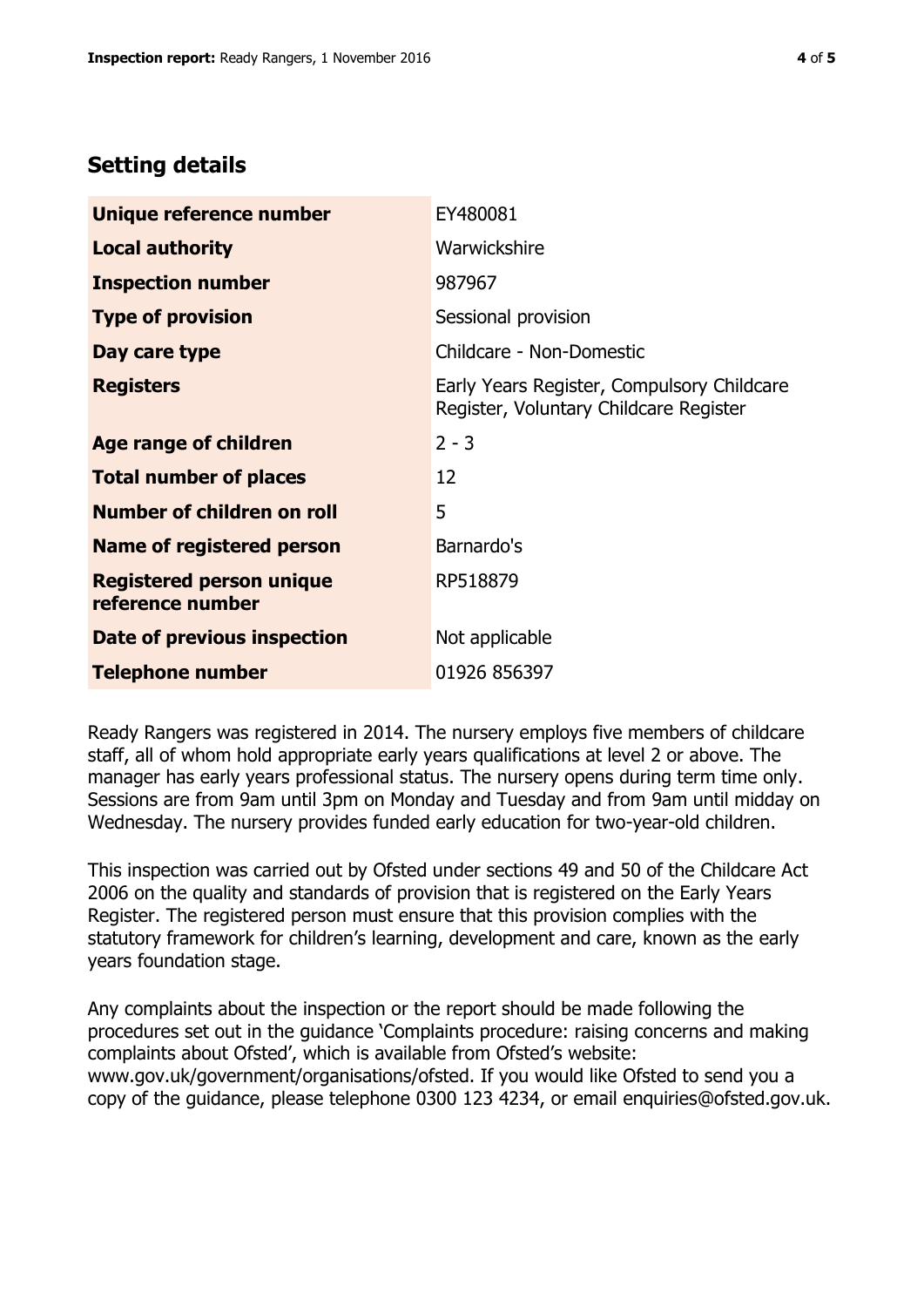## Setting details

| | |
|---|---|
| **Unique reference number** | EY480081 |
| **Local authority** | Warwickshire |
| **Inspection number** | 987967 |
| **Type of provision** | Sessional provision |
| **Day care type** | Childcare - Non-Domestic |
| **Registers** | Early Years Register, Compulsory Childcare Register, Voluntary Childcare Register |
| **Age range of children** | 2 - 3 |
| **Total number of places** | 12 |
| **Number of children on roll** | 5 |
| **Name of registered person** | Barnardo's |
| **Registered person unique reference number** | RP518879 |
| **Date of previous inspection** | Not applicable |
| **Telephone number** | 01926 856397 |

Ready Rangers was registered in 2014. The nursery employs five members of childcare staff, all of whom hold appropriate early years qualifications at level 2 or above. The manager has early years professional status. The nursery opens during term time only. Sessions are from 9am until 3pm on Monday and Tuesday and from 9am until midday on Wednesday. The nursery provides funded early education for two-year-old children.

This inspection was carried out by Ofsted under sections 49 and 50 of the Childcare Act 2006 on the quality and standards of provision that is registered on the Early Years Register. The registered person must ensure that this provision complies with the statutory framework for children's learning, development and care, known as the early years foundation stage.

Any complaints about the inspection or the report should be made following the procedures set out in the guidance 'Complaints procedure: raising concerns and making complaints about Ofsted', which is available from Ofsted's website: www.gov.uk/government/organisations/ofsted. If you would like Ofsted to send you a copy of the guidance, please telephone 0300 123 4234, or email enquiries@ofsted.gov.uk.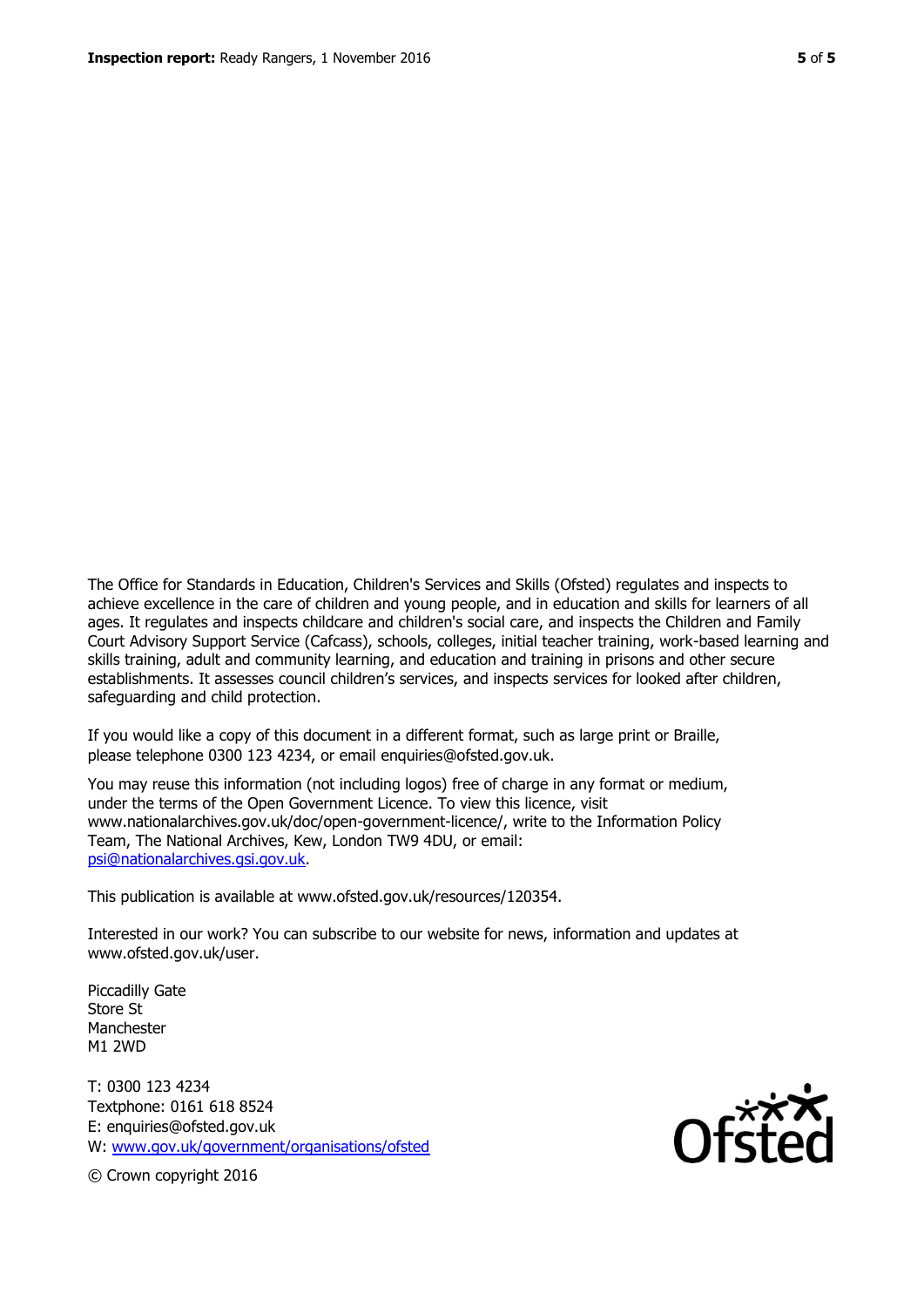The Office for Standards in Education, Children's Services and Skills (Ofsted) regulates and inspects to achieve excellence in the care of children and young people, and in education and skills for learners of all ages. It regulates and inspects childcare and children's social care, and inspects the Children and Family Court Advisory Support Service (Cafcass), schools, colleges, initial teacher training, work-based learning and skills training, adult and community learning, and education and training in prisons and other secure establishments. It assesses council children's services, and inspects services for looked after children, safeguarding and child protection.

If you would like a copy of this document in a different format, such as large print or Braille, please telephone 0300 123 4234, or email enquiries@ofsted.gov.uk.

You may reuse this information (not including logos) free of charge in any format or medium, under the terms of the Open Government Licence. To view this licence, visit www.nationalarchives.gov.uk/doc/open-government-licence/, write to the Information Policy Team, The National Archives, Kew, London TW9 4DU, or email: psi@nationalarchives.gsi.gov.uk.

This publication is available at www.ofsted.gov.uk/resources/120354.

Interested in our work? You can subscribe to our website for news, information and updates at www.ofsted.gov.uk/user.

Piccadilly Gate
Store St
Manchester
M1 2WD

T: 0300 123 4234
Textphone: 0161 618 8524
E: enquiries@ofsted.gov.uk
W: www.gov.uk/government/organisations/ofsted

© Crown copyright 2016